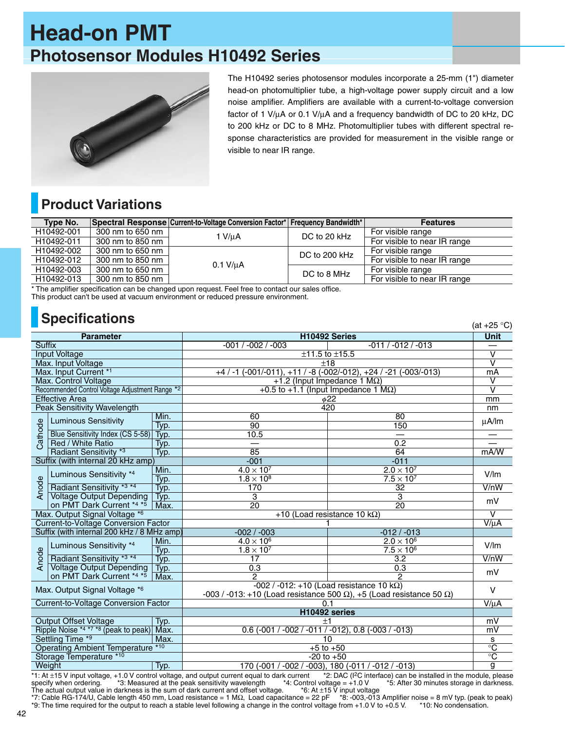// Head-on PMT

# Photosensor Modules H10492 Series

The H10492 series photosensor modules incorporate a 25-mm (1") diameter head-on photomultiplier tube, a high-voltage power supply circuit and a low noise amplifier. Amplifiers are available with a current-to-voltage conversion factor of 1 V/µA or 0.1 V/µA and a frequency bandwidth of DC to 20 kHz, DC to 200 kHz or DC to 8 MHz. Photomultiplier tubes with different spectral response characteristics are provided for measurement in the visible range or visible to near IR range.

## Product Variations

| Type No. | Spectral Response | Current-to-Voltage Conversion Factor* | Frequency Bandwidth* | Features |
|---|---|---|---|---|
| H10492-001 | 300 nm to 650 nm | 1 V/µA | DC to 20 kHz | For visible range |
| H10492-011 | 300 nm to 850 nm | | | For visible to near IR range |
| H10492-002 | 300 nm to 650 nm | 0.1 V/µA | DC to 200 kHz | For visible range |
| H10492-012 | 300 nm to 850 nm | | | For visible to near IR range |
| H10492-003 | 300 nm to 650 nm | | DC to 8 MHz | For visible range |
| H10492-013 | 300 nm to 850 nm | | | For visible to near IR range |

* The amplifier specification can be changed upon request. Feel free to contact our sales office.
This product can't be used at vacuum environment or reduced pressure environment.

## Specifications

(at +25 °C)

| Parameter | | | H10492 Series | | Unit |
|---|---|---|---|---|---|
| Suffix | | | -001 / -002 / -003 | -011 / -012 / -013 | — |
| Input Voltage | | | ±11.5 to ±15.5 | | V |
| Max. Input Voltage | | | ±18 | | V |
| Max. Input Current *1 | | | +4 / -1 (-001/-011), +11 / -8 (-002/-012), +24 / -21 (-003/-013) | | mA |
| Max. Control Voltage | | | +1.2 (Input Impedance 1 MΩ) | | V |
| Recommended Control Voltage Adjustment Range *2 | | | +0.5 to +1.1 (Input Impedance 1 MΩ) | | V |
| Effective Area | | | $\phi$22 | | mm |
| Peak Sensitivity Wavelength | | | 420 | | nm |
| Cathode | Luminous Sensitivity | Min. | 60 | 80 | µA/lm |
| | | Typ. | 90 | 150 | |
| | Blue Sensitivity Index (CS 5-58) | Typ. | 10.5 | — | — |
| | Red / White Ratio | Typ. | — | 0.2 | — |
| | Radiant Sensitivity *3 | Typ. | 85 | 64 | mA/W |
| Suffix (with internal 20 kHz amp) | | | -001 | -011 | |
| Anode | Luminous Sensitivity *4 | Min. | $4.0 \times 10^7$ | $2.0 \times 10^7$ | V/lm |
| | | Typ. | $1.8 \times 10^8$ | $7.5 \times 10^7$ | |
| | Radiant Sensitivity *3 *4 | Typ. | 170 | 32 | V/nW |
| | Voltage Output Depending on PMT Dark Current *4 *5 | Typ. | 3 | 3 | mV |
| | | Max. | 20 | 20 | |
| Max. Output Signal Voltage *6 | | | +10 (Load resistance 10 kΩ) | | V |
| Current-to-Voltage Conversion Factor | | | 1 | | V/µA |
| Suffix (with internal 200 kHz / 8 MHz amp) | | | -002 / -003 | -012 / -013 | |
| Anode | Luminous Sensitivity *4 | Min. | $4.0 \times 10^6$ | $2.0 \times 10^6$ | V/lm |
| | | Typ. | $1.8 \times 10^7$ | $7.5 \times 10^6$ | |
| | Radiant Sensitivity *3 *4 | Typ. | 17 | 3.2 | V/nW |
| | Voltage Output Depending on PMT Dark Current *4 *5 | Typ. | 0.3 | 0.3 | mV |
| | | Max. | 2 | 2 | |
| Max. Output Signal Voltage *6 | | | -002 / -012: +10 (Load resistance 10 kΩ)<br>-003 / -013: +10 (Load resistance 500 Ω), +5 (Load resistance 50 Ω) | | V |
| Current-to-Voltage Conversion Factor | | | 0.1 | | V/µA |
| | | | H10492 series | | |
| Output Offset Voltage | | Typ. | ±1 | | mV |
| Ripple Noise *4 *7 *8 (peak to peak) | | Max. | 0.6 (-001 / -002 / -011 / -012), 0.8 (-003 / -013) | | mV |
| Settling Time *9 | | Max. | 10 | | s |
| Operating Ambient Temperature *10 | | | +5 to +50 | | °C |
| Storage Temperature *10 | | | -20 to +50 | | °C |
| Weight | | Typ. | 170 (-001 / -002 / -003), 180 (-011 / -012 / -013) | | g |

*1: At ±15 V input voltage, +1.0 V control voltage, and output current equal to dark current
*2: DAC (I²C interface) can be installed in the module, please specify when ordering.
*3: Measured at the peak sensitivity wavelength
*4: Control voltage = +1.0 V
*5: After 30 minutes storage in darkness. The actual output value in darkness is the sum of dark current and offset voltage.
*6: At ±15 V input voltage
*7: Cable RG-174/U, Cable length 450 mm, Load resistance = 1 MΩ, Load capacitance = 22 pF
*8: -003,-013 Amplifier noise = 8 mV typ. (peak to peak)
*9: The time required for the output to reach a stable level following a change in the control voltage from +1.0 V to +0.5 V.
*10: No condensation.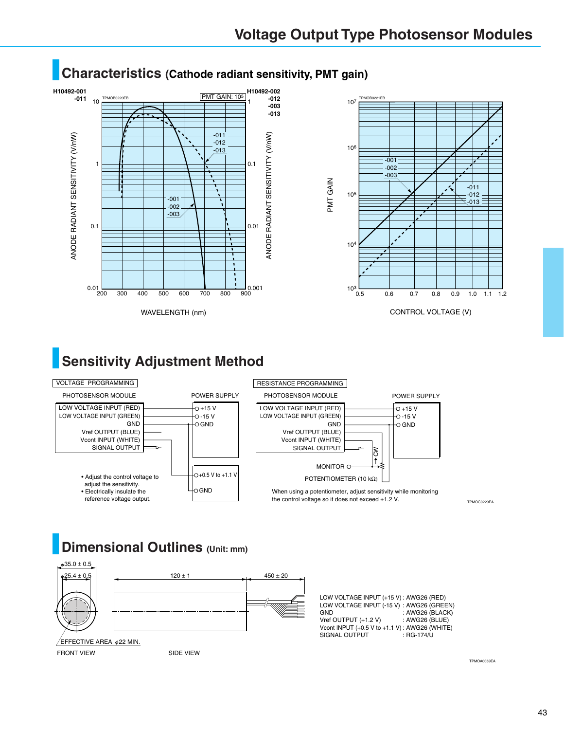## Characteristics (Cathode radiant sensitivity, PMT gain)

H10492-001
-011

H10492-002
-012
-003
-013

TPMOB0220EB

PMT GAIN: $10^5$

ANODE RADIANT SENSITIVITY (V/nW)

10
1
0.1
0.01

1
0.1
0.01
0.001

-011
-012
-013

-001
-002
-003

200 300 400 500 600 700 800 900

WAVELENGTH (nm)

TPMOB0221EB

PMT GAIN

$10^7$
$10^6$
$10^5$
$10^4$
$10^3$

-001
-002
-003

-011
-012
-013

0.5 0.6 0.7 0.8 0.9 1.0 1.1 1.2

CONTROL VOLTAGE (V)

## Sensitivity Adjustment Method

VOLTAGE PROGRAMMING

PHOTOSENSOR MODULE

LOW VOLTAGE INPUT (RED)
LOW VOLTAGE INPUT (GREEN)
GND
Vref OUTPUT (BLUE)
Vcont INPUT (WHITE)
SIGNAL OUTPUT

POWER SUPPLY

+15 V
-15 V
GND

+0.5 V to +1.1 V
GND

- Adjust the control voltage to adjust the sensitivity.
- Electrically insulate the reference voltage output.

RESISTANCE PROGRAMMING

PHOTOSENSOR MODULE

LOW VOLTAGE INPUT (RED)
LOW VOLTAGE INPUT (GREEN)
GND
Vref OUTPUT (BLUE)
Vcont INPUT (WHITE)
SIGNAL OUTPUT

POWER SUPPLY

+15 V
-15 V
GND

CW

MONITOR

POTENTIOMETER (10 kΩ)

When using a potentiometer, adjust sensitivity while monitoring the control voltage so it does not exceed +1.2 V.

TPMOC0229EA

## Dimensional Outlines (Unit: mm)

φ35.0 ± 0.5
φ25.4 ± 0.5

120 ± 1

450 ± 20

EFFECTIVE AREA φ22 MIN.

FRONT VIEW

SIDE VIEW

LOW VOLTAGE INPUT (+15 V) : AWG26 (RED)
LOW VOLTAGE INPUT (-15 V) : AWG26 (GREEN)
GND : AWG26 (BLACK)
Vref OUTPUT (+1.2 V) : AWG26 (BLUE)
Vcont INPUT (+0.5 V to +1.1 V) : AWG26 (WHITE)
SIGNAL OUTPUT : RG-174/U

TPMOA0059EA